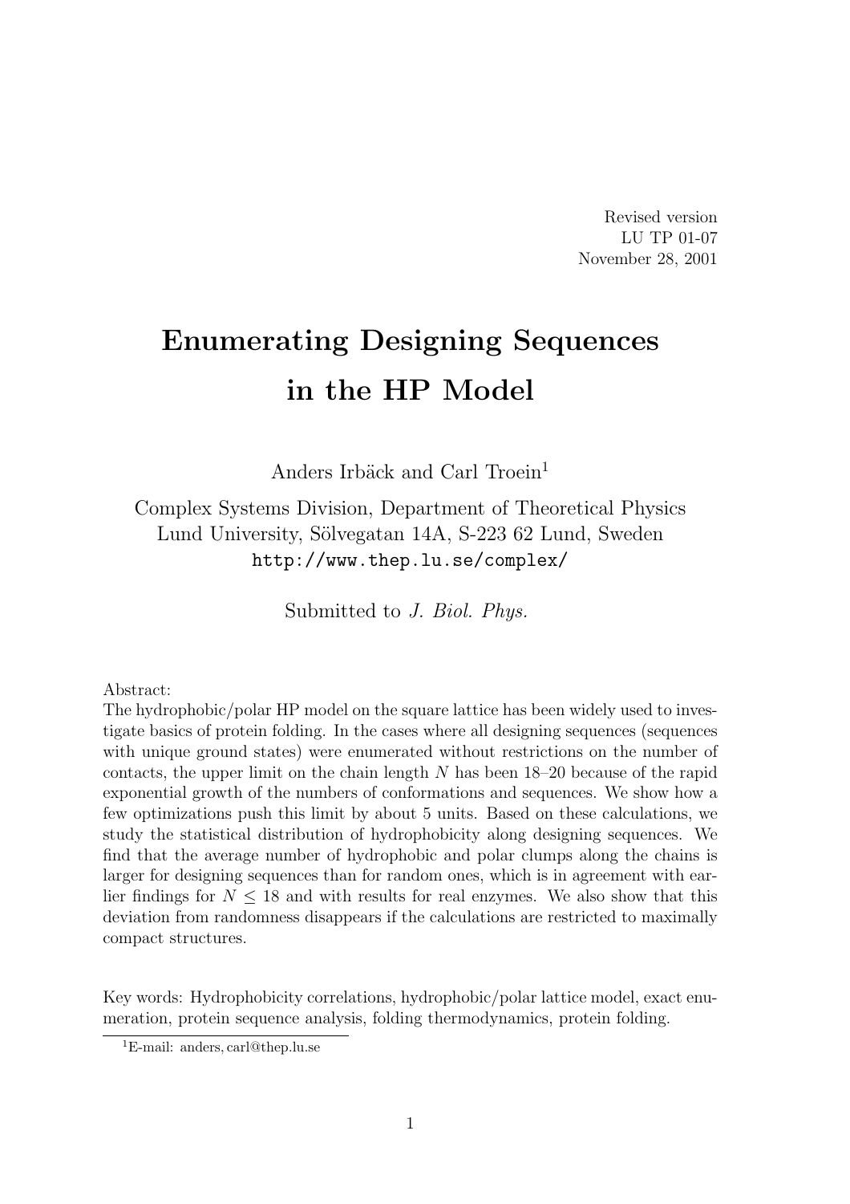Revised version
LU TP 01-07
November 28, 2001

# Enumerating Designing Sequences in the HP Model

Anders Irbäck and Carl Troein[1]

Complex Systems Division, Department of Theoretical Physics
Lund University, Sölvegatan 14A, S-223 62 Lund, Sweden
http://www.thep.lu.se/complex/

Submitted to *J. Biol. Phys.*

Abstract:
The hydrophobic/polar HP model on the square lattice has been widely used to investigate basics of protein folding. In the cases where all designing sequences (sequences with unique ground states) were enumerated without restrictions on the number of contacts, the upper limit on the chain length $N$ has been 18–20 because of the rapid exponential growth of the numbers of conformations and sequences. We show how a few optimizations push this limit by about 5 units. Based on these calculations, we study the statistical distribution of hydrophobicity along designing sequences. We find that the average number of hydrophobic and polar clumps along the chains is larger for designing sequences than for random ones, which is in agreement with earlier findings for $N \leq 18$ and with results for real enzymes. We also show that this deviation from randomness disappears if the calculations are restricted to maximally compact structures.

Key words: Hydrophobicity correlations, hydrophobic/polar lattice model, exact enumeration, protein sequence analysis, folding thermodynamics, protein folding.

[1] E-mail: anders, carl@thep.lu.se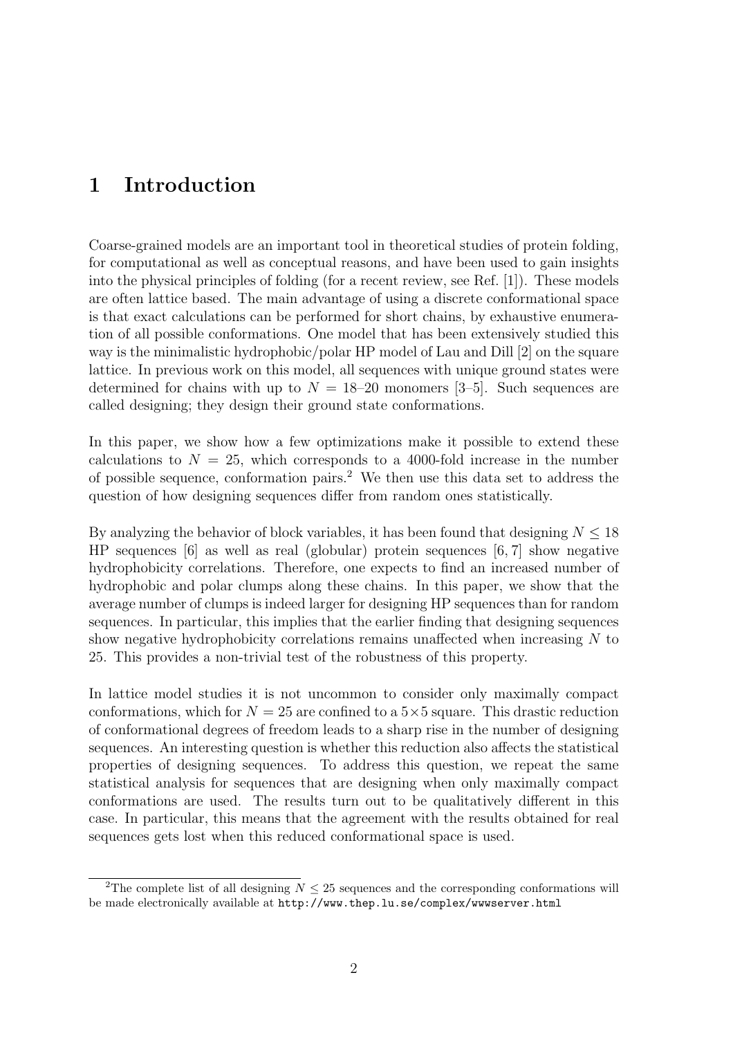# 1 Introduction

Coarse-grained models are an important tool in theoretical studies of protein folding, for computational as well as conceptual reasons, and have been used to gain insights into the physical principles of folding (for a recent review, see Ref. [1]). These models are often lattice based. The main advantage of using a discrete conformational space is that exact calculations can be performed for short chains, by exhaustive enumeration of all possible conformations. One model that has been extensively studied this way is the minimalistic hydrophobic/polar HP model of Lau and Dill [2] on the square lattice. In previous work on this model, all sequences with unique ground states were determined for chains with up to $N = 18$–$20$ monomers [3–5]. Such sequences are called designing; they design their ground state conformations.

In this paper, we show how a few optimizations make it possible to extend these calculations to $N = 25$, which corresponds to a 4000-fold increase in the number of possible sequence, conformation pairs.[2] We then use this data set to address the question of how designing sequences differ from random ones statistically.

By analyzing the behavior of block variables, it has been found that designing $N \leq 18$ HP sequences [6] as well as real (globular) protein sequences [6, 7] show negative hydrophobicity correlations. Therefore, one expects to find an increased number of hydrophobic and polar clumps along these chains. In this paper, we show that the average number of clumps is indeed larger for designing HP sequences than for random sequences. In particular, this implies that the earlier finding that designing sequences show negative hydrophobicity correlations remains unaffected when increasing $N$ to 25. This provides a non-trivial test of the robustness of this property.

In lattice model studies it is not uncommon to consider only maximally compact conformations, which for $N = 25$ are confined to a $5 \times 5$ square. This drastic reduction of conformational degrees of freedom leads to a sharp rise in the number of designing sequences. An interesting question is whether this reduction also affects the statistical properties of designing sequences. To address this question, we repeat the same statistical analysis for sequences that are designing when only maximally compact conformations are used. The results turn out to be qualitatively different in this case. In particular, this means that the agreement with the results obtained for real sequences gets lost when this reduced conformational space is used.

[2] The complete list of all designing $N \leq 25$ sequences and the corresponding conformations will be made electronically available at `http://www.thep.lu.se/complex/wwwserver.html`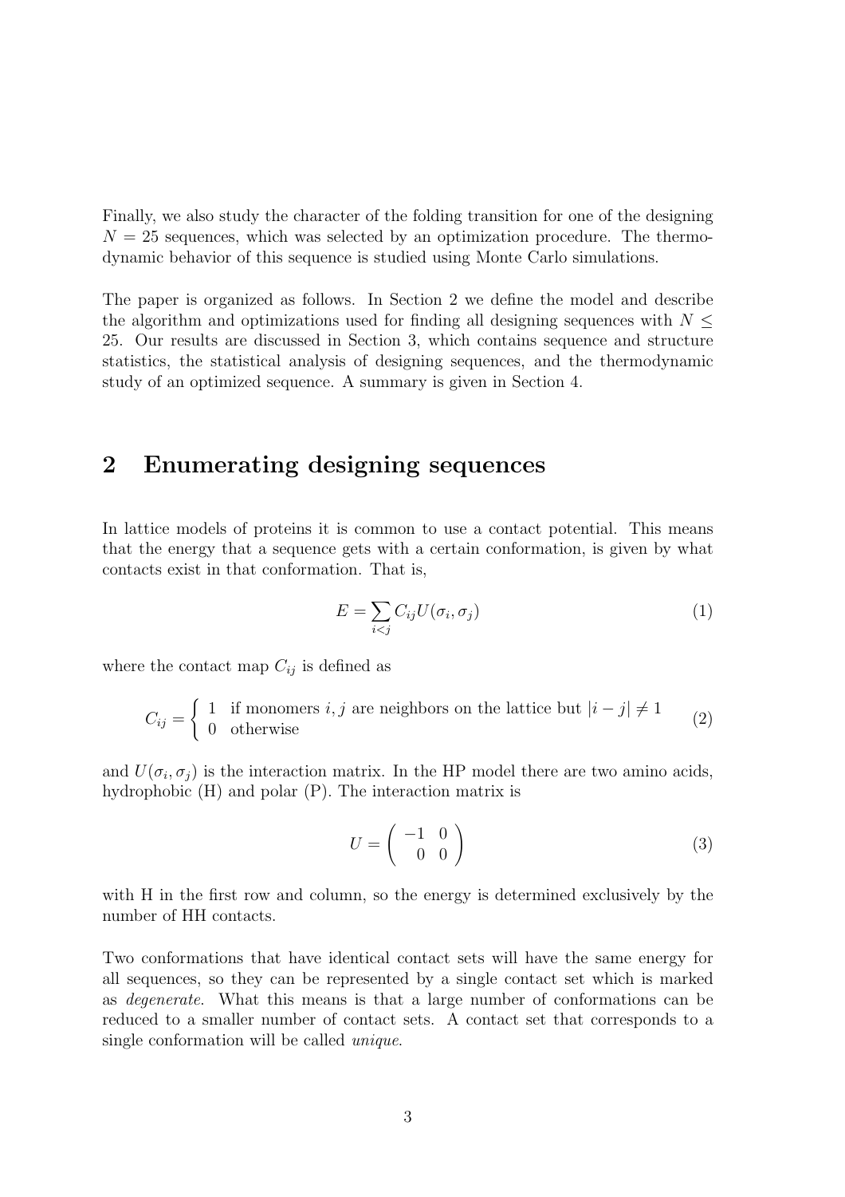Finally, we also study the character of the folding transition for one of the designing $N = 25$ sequences, which was selected by an optimization procedure. The thermodynamic behavior of this sequence is studied using Monte Carlo simulations.

The paper is organized as follows. In Section 2 we define the model and describe the algorithm and optimizations used for finding all designing sequences with $N \leq 25$. Our results are discussed in Section 3, which contains sequence and structure statistics, the statistical analysis of designing sequences, and the thermodynamic study of an optimized sequence. A summary is given in Section 4.

## 2 Enumerating designing sequences

In lattice models of proteins it is common to use a contact potential. This means that the energy that a sequence gets with a certain conformation, is given by what contacts exist in that conformation. That is,

$$E = \sum_{i<j} C_{ij} U(\sigma_i, \sigma_j) \tag{1}$$

where the contact map $C_{ij}$ is defined as

$$C_{ij} = \begin{cases} 1 & \text{if monomers } i, j \text{ are neighbors on the lattice but } |i - j| \neq 1 \\ 0 & \text{otherwise} \end{cases} \tag{2}$$

and $U(\sigma_i, \sigma_j)$ is the interaction matrix. In the HP model there are two amino acids, hydrophobic (H) and polar (P). The interaction matrix is

$$U = \begin{pmatrix} -1 & 0 \\ 0 & 0 \end{pmatrix} \tag{3}$$

with H in the first row and column, so the energy is determined exclusively by the number of HH contacts.

Two conformations that have identical contact sets will have the same energy for all sequences, so they can be represented by a single contact set which is marked as *degenerate*. What this means is that a large number of conformations can be reduced to a smaller number of contact sets. A contact set that corresponds to a single conformation will be called *unique*.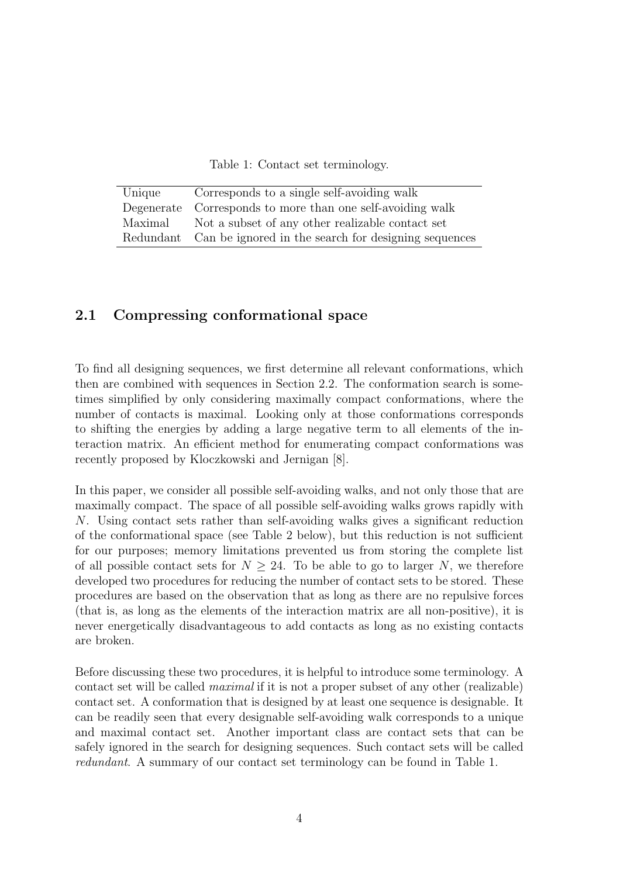Table 1: Contact set terminology.

| | |
|---|---|
| Unique | Corresponds to a single self-avoiding walk |
| Degenerate | Corresponds to more than one self-avoiding walk |
| Maximal | Not a subset of any other realizable contact set |
| Redundant | Can be ignored in the search for designing sequences |

### 2.1 Compressing conformational space

To find all designing sequences, we first determine all relevant conformations, which then are combined with sequences in Section 2.2. The conformation search is sometimes simplified by only considering maximally compact conformations, where the number of contacts is maximal. Looking only at those conformations corresponds to shifting the energies by adding a large negative term to all elements of the interaction matrix. An efficient method for enumerating compact conformations was recently proposed by Kloczkowski and Jernigan [8].

In this paper, we consider all possible self-avoiding walks, and not only those that are maximally compact. The space of all possible self-avoiding walks grows rapidly with $N$. Using contact sets rather than self-avoiding walks gives a significant reduction of the conformational space (see Table 2 below), but this reduction is not sufficient for our purposes; memory limitations prevented us from storing the complete list of all possible contact sets for $N \geq 24$. To be able to go to larger $N$, we therefore developed two procedures for reducing the number of contact sets to be stored. These procedures are based on the observation that as long as there are no repulsive forces (that is, as long as the elements of the interaction matrix are all non-positive), it is never energetically disadvantageous to add contacts as long as no existing contacts are broken.

Before discussing these two procedures, it is helpful to introduce some terminology. A contact set will be called *maximal* if it is not a proper subset of any other (realizable) contact set. A conformation that is designed by at least one sequence is designable. It can be readily seen that every designable self-avoiding walk corresponds to a unique and maximal contact set. Another important class are contact sets that can be safely ignored in the search for designing sequences. Such contact sets will be called *redundant*. A summary of our contact set terminology can be found in Table 1.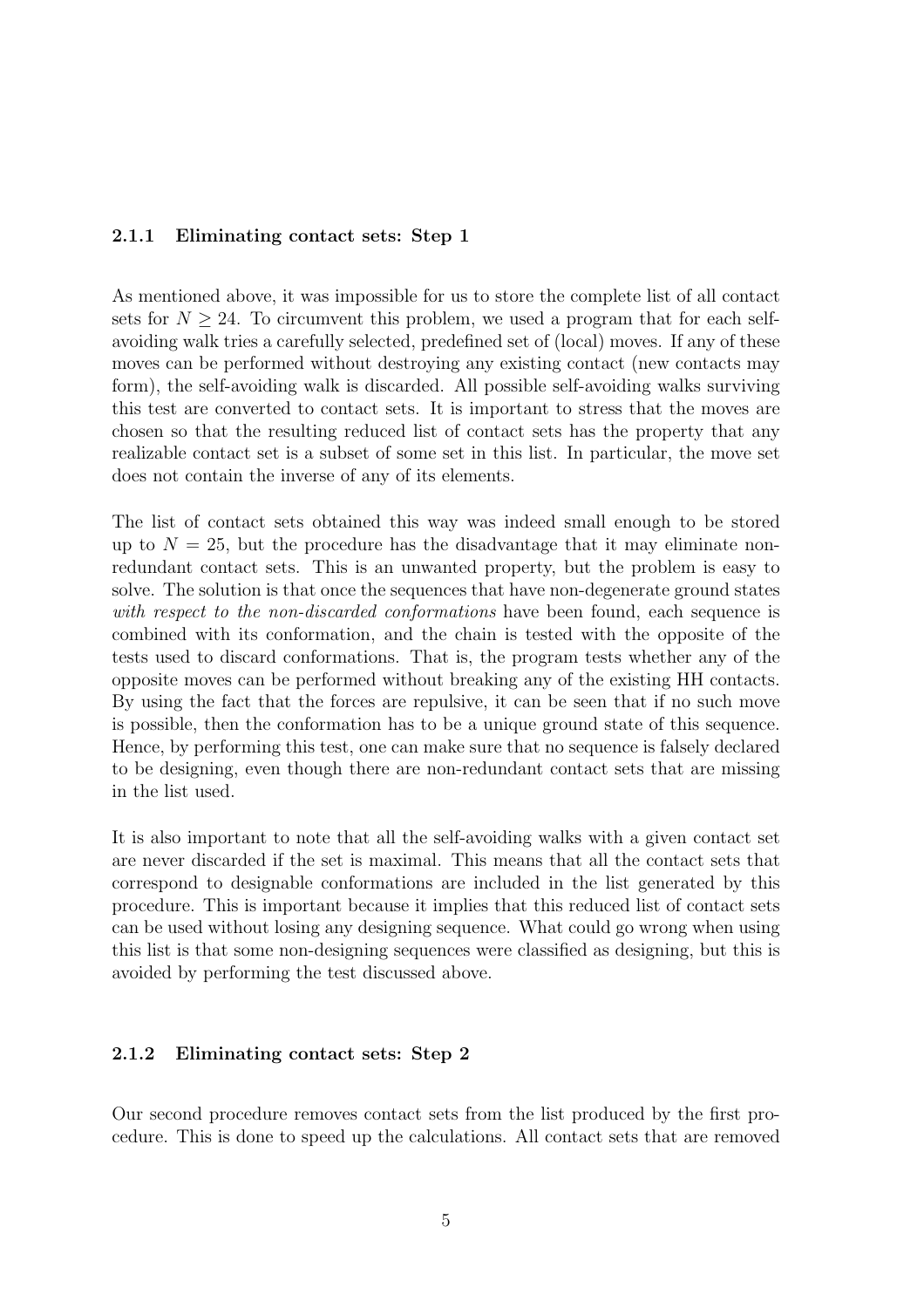### 2.1.1 Eliminating contact sets: Step 1

As mentioned above, it was impossible for us to store the complete list of all contact sets for $N \geq 24$. To circumvent this problem, we used a program that for each self-avoiding walk tries a carefully selected, predefined set of (local) moves. If any of these moves can be performed without destroying any existing contact (new contacts may form), the self-avoiding walk is discarded. All possible self-avoiding walks surviving this test are converted to contact sets. It is important to stress that the moves are chosen so that the resulting reduced list of contact sets has the property that any realizable contact set is a subset of some set in this list. In particular, the move set does not contain the inverse of any of its elements.

The list of contact sets obtained this way was indeed small enough to be stored up to $N = 25$, but the procedure has the disadvantage that it may eliminate non-redundant contact sets. This is an unwanted property, but the problem is easy to solve. The solution is that once the sequences that have non-degenerate ground states *with respect to the non-discarded conformations* have been found, each sequence is combined with its conformation, and the chain is tested with the opposite of the tests used to discard conformations. That is, the program tests whether any of the opposite moves can be performed without breaking any of the existing HH contacts. By using the fact that the forces are repulsive, it can be seen that if no such move is possible, then the conformation has to be a unique ground state of this sequence. Hence, by performing this test, one can make sure that no sequence is falsely declared to be designing, even though there are non-redundant contact sets that are missing in the list used.

It is also important to note that all the self-avoiding walks with a given contact set are never discarded if the set is maximal. This means that all the contact sets that correspond to designable conformations are included in the list generated by this procedure. This is important because it implies that this reduced list of contact sets can be used without losing any designing sequence. What could go wrong when using this list is that some non-designing sequences were classified as designing, but this is avoided by performing the test discussed above.

### 2.1.2 Eliminating contact sets: Step 2

Our second procedure removes contact sets from the list produced by the first procedure. This is done to speed up the calculations. All contact sets that are removed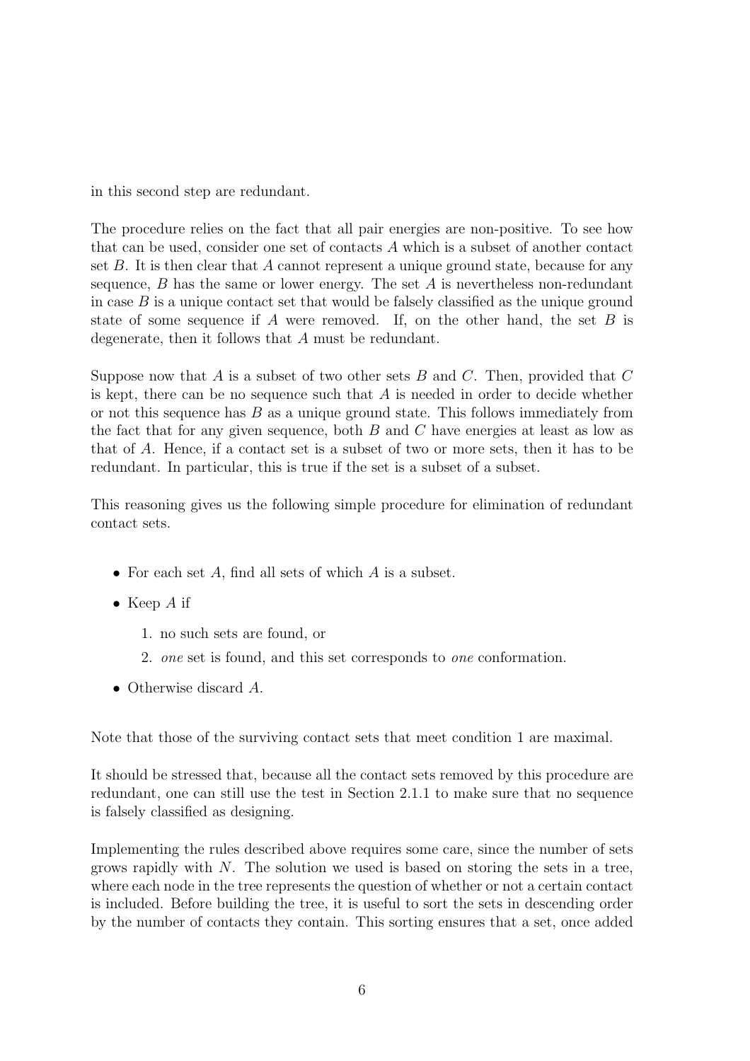in this second step are redundant.

The procedure relies on the fact that all pair energies are non-positive. To see how that can be used, consider one set of contacts $A$ which is a subset of another contact set $B$. It is then clear that $A$ cannot represent a unique ground state, because for any sequence, $B$ has the same or lower energy. The set $A$ is nevertheless non-redundant in case $B$ is a unique contact set that would be falsely classified as the unique ground state of some sequence if $A$ were removed. If, on the other hand, the set $B$ is degenerate, then it follows that $A$ must be redundant.

Suppose now that $A$ is a subset of two other sets $B$ and $C$. Then, provided that $C$ is kept, there can be no sequence such that $A$ is needed in order to decide whether or not this sequence has $B$ as a unique ground state. This follows immediately from the fact that for any given sequence, both $B$ and $C$ have energies at least as low as that of $A$. Hence, if a contact set is a subset of two or more sets, then it has to be redundant. In particular, this is true if the set is a subset of a subset.

This reasoning gives us the following simple procedure for elimination of redundant contact sets.

- For each set $A$, find all sets of which $A$ is a subset.
- Keep $A$ if
  1. no such sets are found, or
  2. *one* set is found, and this set corresponds to *one* conformation.
- Otherwise discard $A$.

Note that those of the surviving contact sets that meet condition 1 are maximal.

It should be stressed that, because all the contact sets removed by this procedure are redundant, one can still use the test in Section 2.1.1 to make sure that no sequence is falsely classified as designing.

Implementing the rules described above requires some care, since the number of sets grows rapidly with $N$. The solution we used is based on storing the sets in a tree, where each node in the tree represents the question of whether or not a certain contact is included. Before building the tree, it is useful to sort the sets in descending order by the number of contacts they contain. This sorting ensures that a set, once added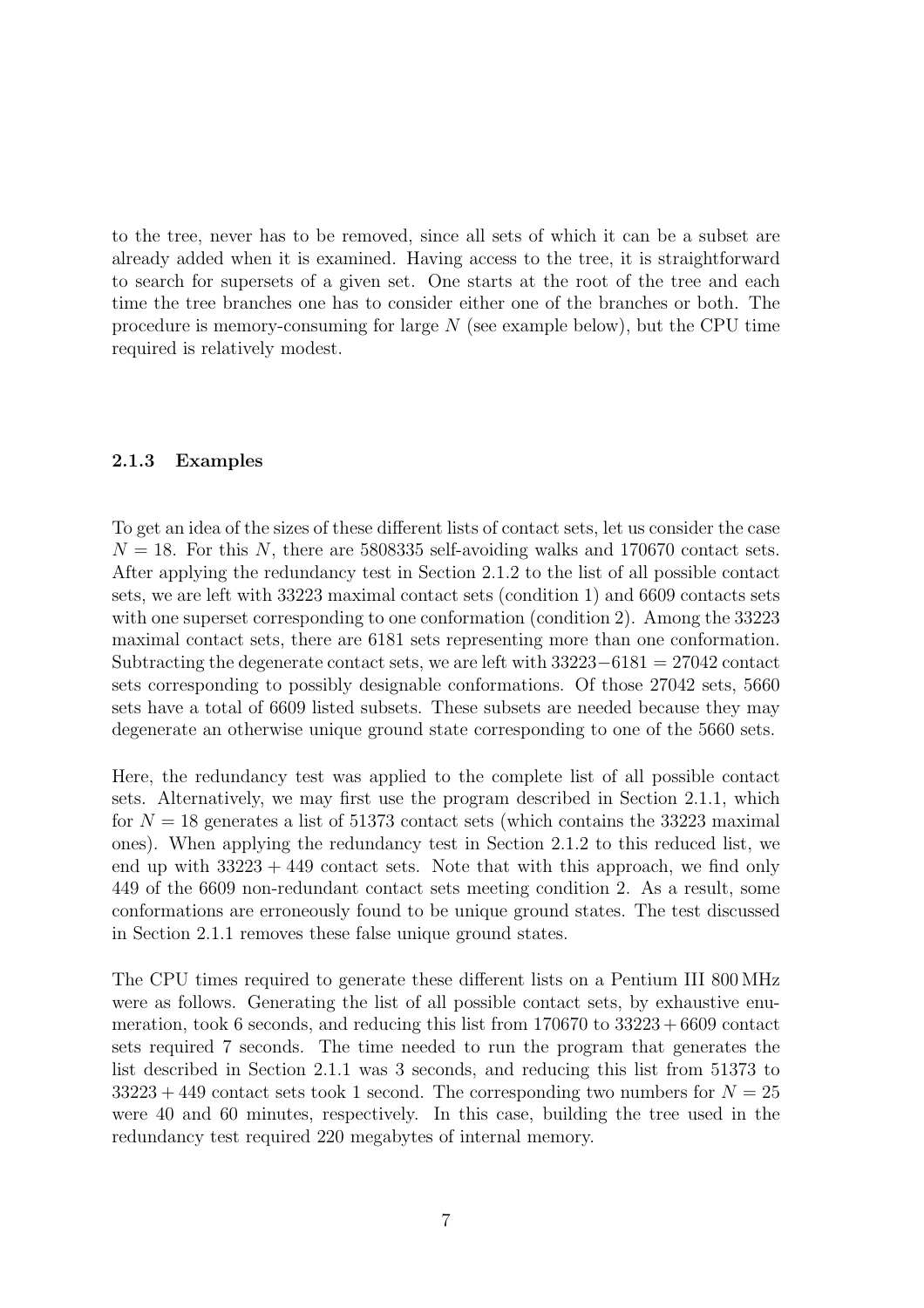to the tree, never has to be removed, since all sets of which it can be a subset are already added when it is examined. Having access to the tree, it is straightforward to search for supersets of a given set. One starts at the root of the tree and each time the tree branches one has to consider either one of the branches or both. The procedure is memory-consuming for large $N$ (see example below), but the CPU time required is relatively modest.

### 2.1.3 Examples

To get an idea of the sizes of these different lists of contact sets, let us consider the case $N = 18$. For this $N$, there are 5808335 self-avoiding walks and 170670 contact sets. After applying the redundancy test in Section 2.1.2 to the list of all possible contact sets, we are left with 33223 maximal contact sets (condition 1) and 6609 contacts sets with one superset corresponding to one conformation (condition 2). Among the 33223 maximal contact sets, there are 6181 sets representing more than one conformation. Subtracting the degenerate contact sets, we are left with $33223 - 6181 = 27042$ contact sets corresponding to possibly designable conformations. Of those 27042 sets, 5660 sets have a total of 6609 listed subsets. These subsets are needed because they may degenerate an otherwise unique ground state corresponding to one of the 5660 sets.

Here, the redundancy test was applied to the complete list of all possible contact sets. Alternatively, we may first use the program described in Section 2.1.1, which for $N = 18$ generates a list of 51373 contact sets (which contains the 33223 maximal ones). When applying the redundancy test in Section 2.1.2 to this reduced list, we end up with $33223 + 449$ contact sets. Note that with this approach, we find only 449 of the 6609 non-redundant contact sets meeting condition 2. As a result, some conformations are erroneously found to be unique ground states. The test discussed in Section 2.1.1 removes these false unique ground states.

The CPU times required to generate these different lists on a Pentium III 800 MHz were as follows. Generating the list of all possible contact sets, by exhaustive enumeration, took 6 seconds, and reducing this list from 170670 to $33223 + 6609$ contact sets required 7 seconds. The time needed to run the program that generates the list described in Section 2.1.1 was 3 seconds, and reducing this list from 51373 to $33223 + 449$ contact sets took 1 second. The corresponding two numbers for $N = 25$ were 40 and 60 minutes, respectively. In this case, building the tree used in the redundancy test required 220 megabytes of internal memory.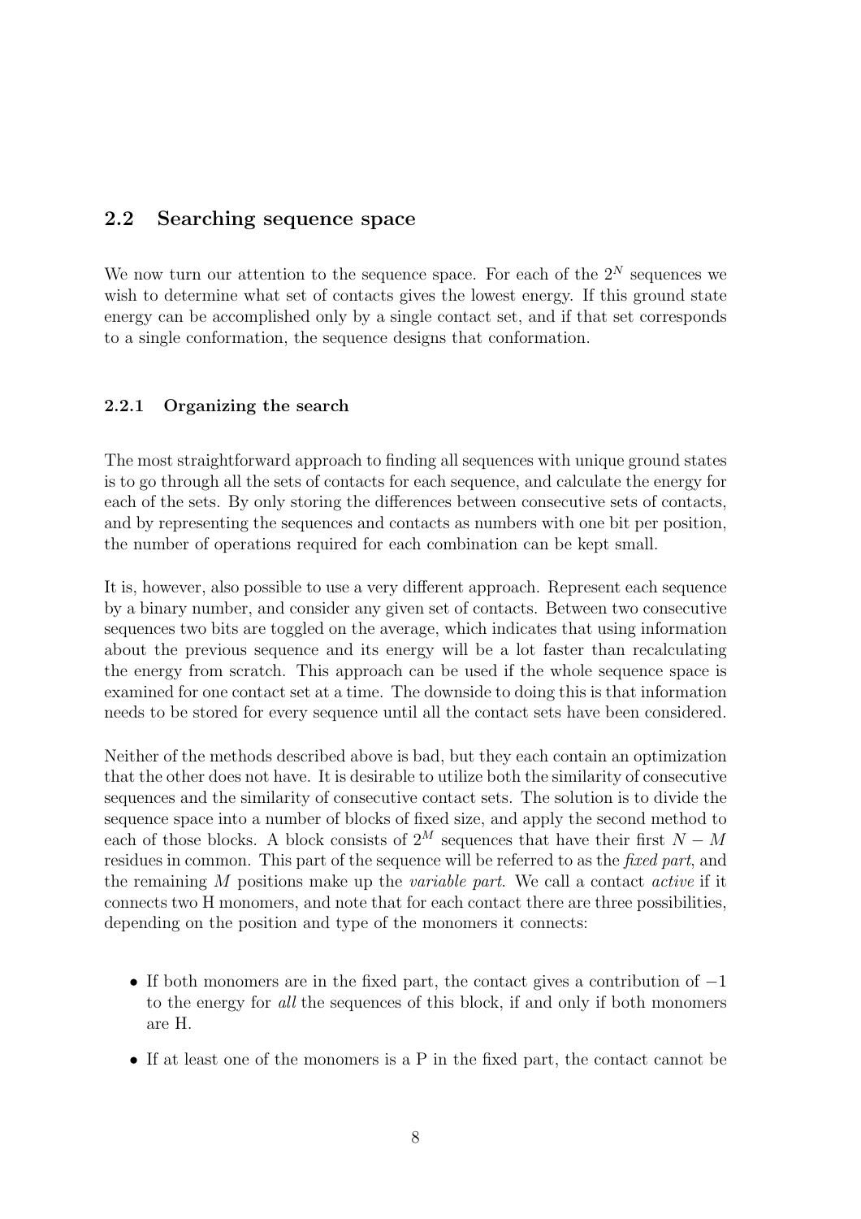## 2.2 Searching sequence space

We now turn our attention to the sequence space. For each of the $2^N$ sequences we wish to determine what set of contacts gives the lowest energy. If this ground state energy can be accomplished only by a single contact set, and if that set corresponds to a single conformation, the sequence designs that conformation.

### 2.2.1 Organizing the search

The most straightforward approach to finding all sequences with unique ground states is to go through all the sets of contacts for each sequence, and calculate the energy for each of the sets. By only storing the differences between consecutive sets of contacts, and by representing the sequences and contacts as numbers with one bit per position, the number of operations required for each combination can be kept small.

It is, however, also possible to use a very different approach. Represent each sequence by a binary number, and consider any given set of contacts. Between two consecutive sequences two bits are toggled on the average, which indicates that using information about the previous sequence and its energy will be a lot faster than recalculating the energy from scratch. This approach can be used if the whole sequence space is examined for one contact set at a time. The downside to doing this is that information needs to be stored for every sequence until all the contact sets have been considered.

Neither of the methods described above is bad, but they each contain an optimization that the other does not have. It is desirable to utilize both the similarity of consecutive sequences and the similarity of consecutive contact sets. The solution is to divide the sequence space into a number of blocks of fixed size, and apply the second method to each of those blocks. A block consists of $2^M$ sequences that have their first $N - M$ residues in common. This part of the sequence will be referred to as the *fixed part*, and the remaining $M$ positions make up the *variable part*. We call a contact *active* if it connects two H monomers, and note that for each contact there are three possibilities, depending on the position and type of the monomers it connects:

- If both monomers are in the fixed part, the contact gives a contribution of $-1$ to the energy for *all* the sequences of this block, if and only if both monomers are H.
- If at least one of the monomers is a P in the fixed part, the contact cannot be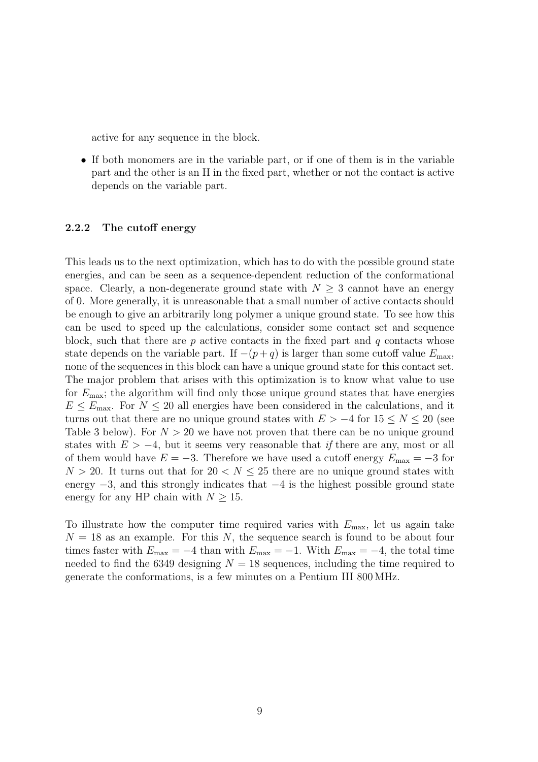active for any sequence in the block.

- If both monomers are in the variable part, or if one of them is in the variable part and the other is an H in the fixed part, whether or not the contact is active depends on the variable part.

### 2.2.2 The cutoff energy

This leads us to the next optimization, which has to do with the possible ground state energies, and can be seen as a sequence-dependent reduction of the conformational space. Clearly, a non-degenerate ground state with $N \geq 3$ cannot have an energy of 0. More generally, it is unreasonable that a small number of active contacts should be enough to give an arbitrarily long polymer a unique ground state. To see how this can be used to speed up the calculations, consider some contact set and sequence block, such that there are $p$ active contacts in the fixed part and $q$ contacts whose state depends on the variable part. If $-(p+q)$ is larger than some cutoff value $E_{\max}$, none of the sequences in this block can have a unique ground state for this contact set. The major problem that arises with this optimization is to know what value to use for $E_{\max}$; the algorithm will find only those unique ground states that have energies $E \leq E_{\max}$. For $N \leq 20$ all energies have been considered in the calculations, and it turns out that there are no unique ground states with $E > -4$ for $15 \leq N \leq 20$ (see Table 3 below). For $N > 20$ we have not proven that there can be no unique ground states with $E > -4$, but it seems very reasonable that *if* there are any, most or all of them would have $E = -3$. Therefore we have used a cutoff energy $E_{\max} = -3$ for $N > 20$. It turns out that for $20 < N \leq 25$ there are no unique ground states with energy $-3$, and this strongly indicates that $-4$ is the highest possible ground state energy for any HP chain with $N \geq 15$.

To illustrate how the computer time required varies with $E_{\max}$, let us again take $N = 18$ as an example. For this $N$, the sequence search is found to be about four times faster with $E_{\max} = -4$ than with $E_{\max} = -1$. With $E_{\max} = -4$, the total time needed to find the 6349 designing $N = 18$ sequences, including the time required to generate the conformations, is a few minutes on a Pentium III 800 MHz.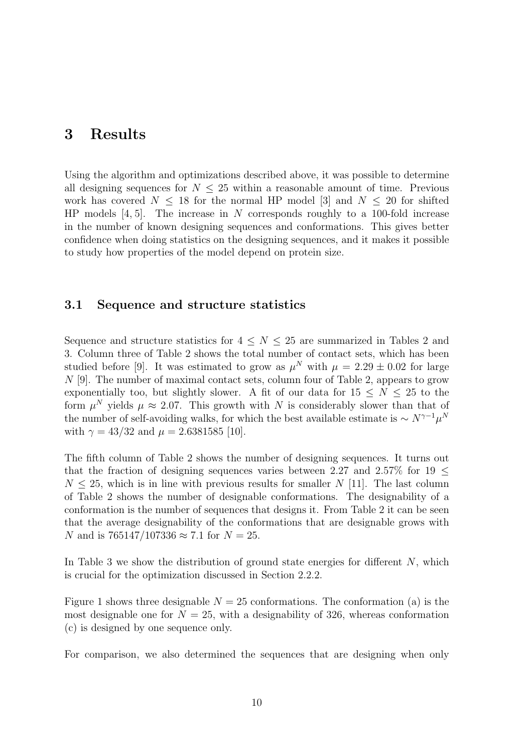# 3 Results

Using the algorithm and optimizations described above, it was possible to determine all designing sequences for $N \leq 25$ within a reasonable amount of time. Previous work has covered $N \leq 18$ for the normal HP model [3] and $N \leq 20$ for shifted HP models [4, 5]. The increase in $N$ corresponds roughly to a 100-fold increase in the number of known designing sequences and conformations. This gives better confidence when doing statistics on the designing sequences, and it makes it possible to study how properties of the model depend on protein size.

## 3.1 Sequence and structure statistics

Sequence and structure statistics for $4 \leq N \leq 25$ are summarized in Tables 2 and 3. Column three of Table 2 shows the total number of contact sets, which has been studied before [9]. It was estimated to grow as $\mu^N$ with $\mu = 2.29 \pm 0.02$ for large $N$ [9]. The number of maximal contact sets, column four of Table 2, appears to grow exponentially too, but slightly slower. A fit of our data for $15 \leq N \leq 25$ to the form $\mu^N$ yields $\mu \approx 2.07$. This growth with $N$ is considerably slower than that of the number of self-avoiding walks, for which the best available estimate is $\sim N^{\gamma-1}\mu^N$ with $\gamma = 43/32$ and $\mu = 2.6381585$ [10].

The fifth column of Table 2 shows the number of designing sequences. It turns out that the fraction of designing sequences varies between 2.27 and 2.57% for $19 \leq N \leq 25$, which is in line with previous results for smaller $N$ [11]. The last column of Table 2 shows the number of designable conformations. The designability of a conformation is the number of sequences that designs it. From Table 2 it can be seen that the average designability of the conformations that are designable grows with $N$ and is $765147/107336 \approx 7.1$ for $N = 25$.

In Table 3 we show the distribution of ground state energies for different $N$, which is crucial for the optimization discussed in Section 2.2.2.

Figure 1 shows three designable $N = 25$ conformations. The conformation (a) is the most designable one for $N = 25$, with a designability of 326, whereas conformation (c) is designed by one sequence only.

For comparison, we also determined the sequences that are designing when only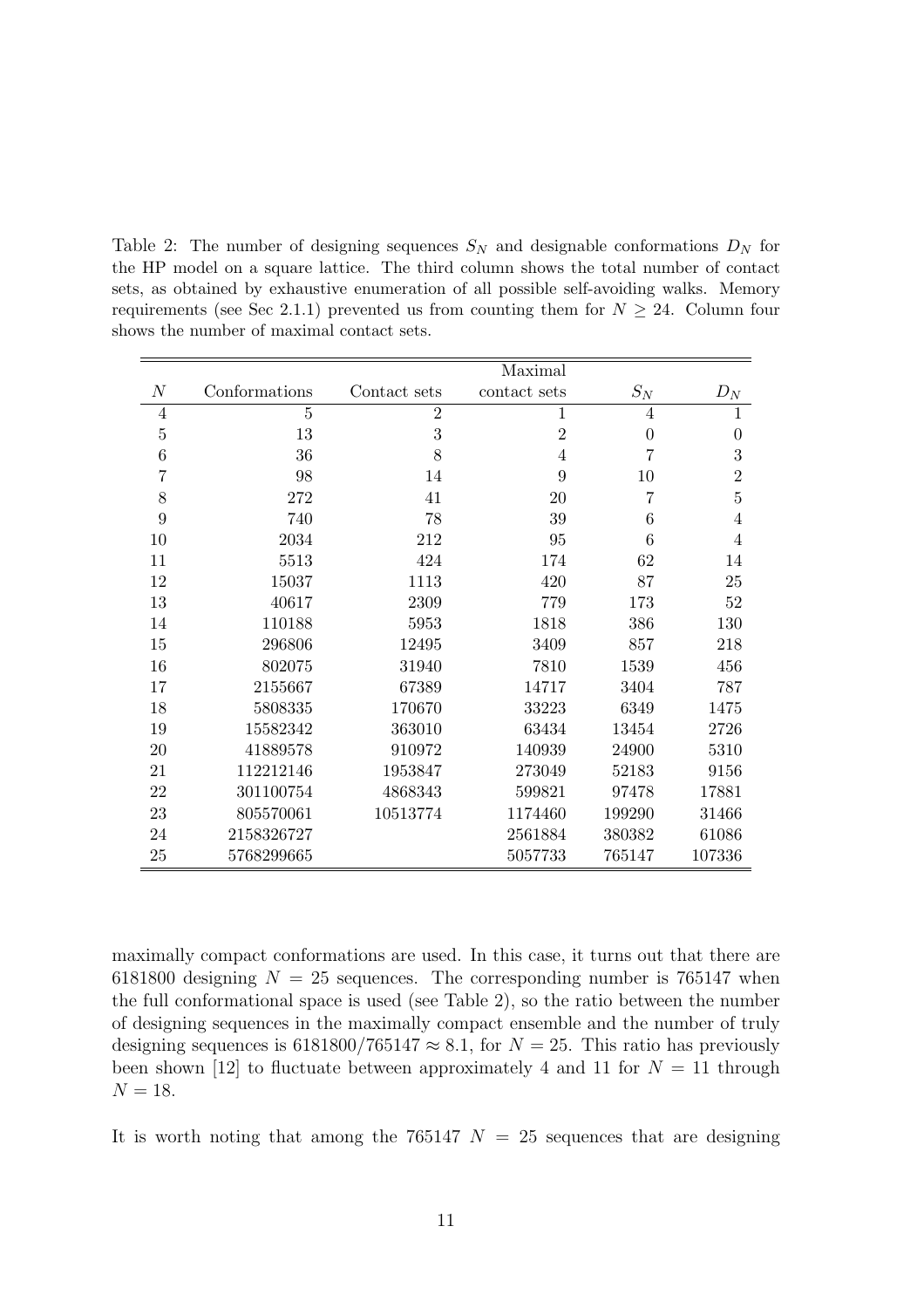Table 2: The number of designing sequences $S_N$ and designable conformations $D_N$ for the HP model on a square lattice. The third column shows the total number of contact sets, as obtained by exhaustive enumeration of all possible self-avoiding walks. Memory requirements (see Sec 2.1.1) prevented us from counting them for $N \geq 24$. Column four shows the number of maximal contact sets.

| $N$ | Conformations | Contact sets | Maximal contact sets | $S_N$ | $D_N$ |
|---|---|---|---|---|---|
| 4 | 5 | 2 | 1 | 4 | 1 |
| 5 | 13 | 3 | 2 | 0 | 0 |
| 6 | 36 | 8 | 4 | 7 | 3 |
| 7 | 98 | 14 | 9 | 10 | 2 |
| 8 | 272 | 41 | 20 | 7 | 5 |
| 9 | 740 | 78 | 39 | 6 | 4 |
| 10 | 2034 | 212 | 95 | 6 | 4 |
| 11 | 5513 | 424 | 174 | 62 | 14 |
| 12 | 15037 | 1113 | 420 | 87 | 25 |
| 13 | 40617 | 2309 | 779 | 173 | 52 |
| 14 | 110188 | 5953 | 1818 | 386 | 130 |
| 15 | 296806 | 12495 | 3409 | 857 | 218 |
| 16 | 802075 | 31940 | 7810 | 1539 | 456 |
| 17 | 2155667 | 67389 | 14717 | 3404 | 787 |
| 18 | 5808335 | 170670 | 33223 | 6349 | 1475 |
| 19 | 15582342 | 363010 | 63434 | 13454 | 2726 |
| 20 | 41889578 | 910972 | 140939 | 24900 | 5310 |
| 21 | 112212146 | 1953847 | 273049 | 52183 | 9156 |
| 22 | 301100754 | 4868343 | 599821 | 97478 | 17881 |
| 23 | 805570061 | 10513774 | 1174460 | 199290 | 31466 |
| 24 | 2158326727 | | 2561884 | 380382 | 61086 |
| 25 | 5768299665 | | 5057733 | 765147 | 107336 |

maximally compact conformations are used. In this case, it turns out that there are 6181800 designing $N = 25$ sequences. The corresponding number is 765147 when the full conformational space is used (see Table 2), so the ratio between the number of designing sequences in the maximally compact ensemble and the number of truly designing sequences is $6181800/765147 \approx 8.1$, for $N = 25$. This ratio has previously been shown [12] to fluctuate between approximately 4 and 11 for $N = 11$ through $N = 18$.

It is worth noting that among the 765147 $N = 25$ sequences that are designing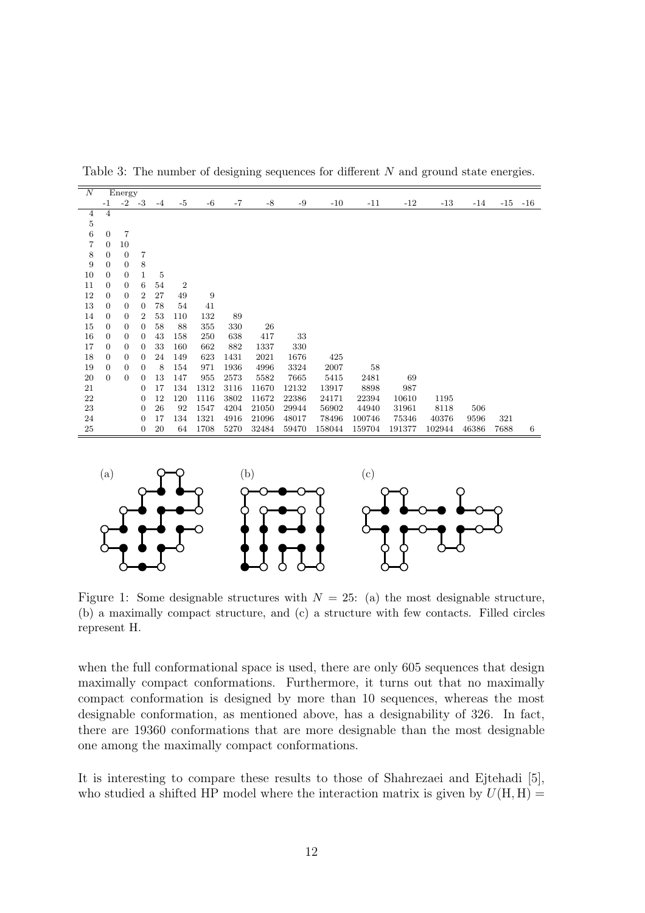Table 3: The number of designing sequences for different $N$ and ground state energies.

| $N$ | Energy | | | | | | | | | | | | | | | |
|---|---|---|---|---|---|---|---|---|---|---|---|---|---|---|---|---|
| | -1 | -2 | -3 | -4 | -5 | -6 | -7 | -8 | -9 | -10 | -11 | -12 | -13 | -14 | -15 | -16 |
| 4 | 4 | | | | | | | | | | | | | | | |
| 5 | | | | | | | | | | | | | | | | |
| 6 | 0 | 7 | | | | | | | | | | | | | | |
| 7 | 0 | 10 | | | | | | | | | | | | | | |
| 8 | 0 | 0 | 7 | | | | | | | | | | | | | |
| 9 | 0 | 0 | 8 | | | | | | | | | | | | | |
| 10 | 0 | 0 | 1 | 5 | | | | | | | | | | | | |
| 11 | 0 | 0 | 6 | 54 | 2 | | | | | | | | | | | |
| 12 | 0 | 0 | 2 | 27 | 49 | 9 | | | | | | | | | | |
| 13 | 0 | 0 | 0 | 78 | 54 | 41 | | | | | | | | | | |
| 14 | 0 | 0 | 2 | 53 | 110 | 132 | 89 | | | | | | | | | |
| 15 | 0 | 0 | 0 | 58 | 88 | 355 | 330 | 26 | | | | | | | | |
| 16 | 0 | 0 | 0 | 43 | 158 | 250 | 638 | 417 | 33 | | | | | | | |
| 17 | 0 | 0 | 0 | 33 | 160 | 662 | 882 | 1337 | 330 | | | | | | | |
| 18 | 0 | 0 | 0 | 24 | 149 | 623 | 1431 | 2021 | 1676 | 425 | | | | | | |
| 19 | 0 | 0 | 0 | 8 | 154 | 971 | 1936 | 4996 | 3324 | 2007 | 58 | | | | | |
| 20 | 0 | 0 | 0 | 13 | 147 | 955 | 2573 | 5582 | 7665 | 5415 | 2481 | 69 | | | | |
| 21 | | | 0 | 17 | 134 | 1312 | 3116 | 11670 | 12132 | 13917 | 8898 | 987 | | | | |
| 22 | | | 0 | 12 | 120 | 1116 | 3802 | 11672 | 22386 | 24171 | 22394 | 10610 | 1195 | | | |
| 23 | | | 0 | 26 | 92 | 1547 | 4204 | 21050 | 29944 | 56902 | 44940 | 31961 | 8118 | 506 | | |
| 24 | | | 0 | 17 | 134 | 1321 | 4916 | 21096 | 48017 | 78496 | 100746 | 75346 | 40376 | 9596 | 321 | |
| 25 | | | 0 | 20 | 64 | 1708 | 5270 | 32484 | 59470 | 158044 | 159704 | 191377 | 102944 | 46386 | 7688 | 6 |

Figure 1: Some designable structures with $N = 25$: (a) the most designable structure, (b) a maximally compact structure, and (c) a structure with few contacts. Filled circles represent H.

when the full conformational space is used, there are only 605 sequences that design maximally compact conformations. Furthermore, it turns out that no maximally compact conformation is designed by more than 10 sequences, whereas the most designable conformation, as mentioned above, has a designability of 326. In fact, there are 19360 conformations that are more designable than the most designable one among the maximally compact conformations.

It is interesting to compare these results to those of Shahrezaei and Ejtehadi [5], who studied a shifted HP model where the interaction matrix is given by $U(\mathrm{H}, \mathrm{H}) =$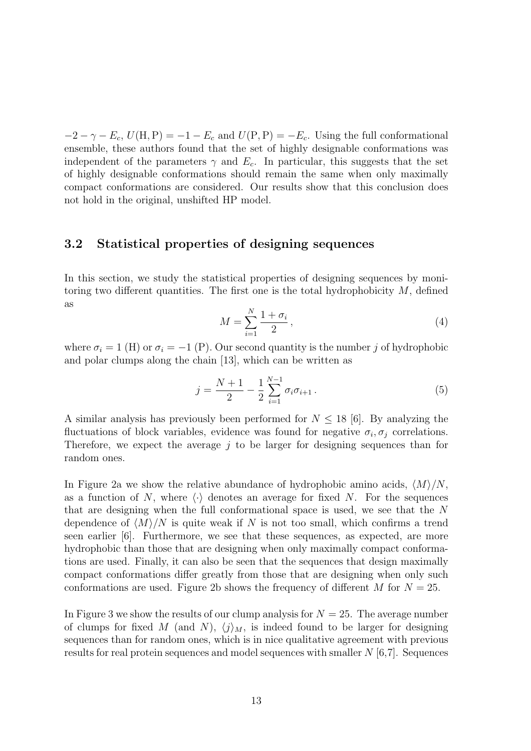$-2 - \gamma - E_c$, $U(\mathrm{H}, \mathrm{P}) = -1 - E_c$ and $U(\mathrm{P}, \mathrm{P}) = -E_c$. Using the full conformational ensemble, these authors found that the set of highly designable conformations was independent of the parameters $\gamma$ and $E_c$. In particular, this suggests that the set of highly designable conformations should remain the same when only maximally compact conformations are considered. Our results show that this conclusion does not hold in the original, unshifted HP model.

### 3.2 Statistical properties of designing sequences

In this section, we study the statistical properties of designing sequences by monitoring two different quantities. The first one is the total hydrophobicity $M$, defined as

$$M = \sum_{i=1}^{N} \frac{1 + \sigma_i}{2}, \tag{4}$$

where $\sigma_i = 1$ (H) or $\sigma_i = -1$ (P). Our second quantity is the number $j$ of hydrophobic and polar clumps along the chain [13], which can be written as

$$j = \frac{N+1}{2} - \frac{1}{2} \sum_{i=1}^{N-1} \sigma_i \sigma_{i+1}. \tag{5}$$

A similar analysis has previously been performed for $N \leq 18$ [6]. By analyzing the fluctuations of block variables, evidence was found for negative $\sigma_i, \sigma_j$ correlations. Therefore, we expect the average $j$ to be larger for designing sequences than for random ones.

In Figure 2a we show the relative abundance of hydrophobic amino acids, $\langle M \rangle / N$, as a function of $N$, where $\langle \cdot \rangle$ denotes an average for fixed $N$. For the sequences that are designing when the full conformational space is used, we see that the $N$ dependence of $\langle M \rangle / N$ is quite weak if $N$ is not too small, which confirms a trend seen earlier [6]. Furthermore, we see that these sequences, as expected, are more hydrophobic than those that are designing when only maximally compact conformations are used. Finally, it can also be seen that the sequences that design maximally compact conformations differ greatly from those that are designing when only such conformations are used. Figure 2b shows the frequency of different $M$ for $N = 25$.

In Figure 3 we show the results of our clump analysis for $N = 25$. The average number of clumps for fixed $M$ (and $N$), $\langle j \rangle_M$, is indeed found to be larger for designing sequences than for random ones, which is in nice qualitative agreement with previous results for real protein sequences and model sequences with smaller $N$ [6,7]. Sequences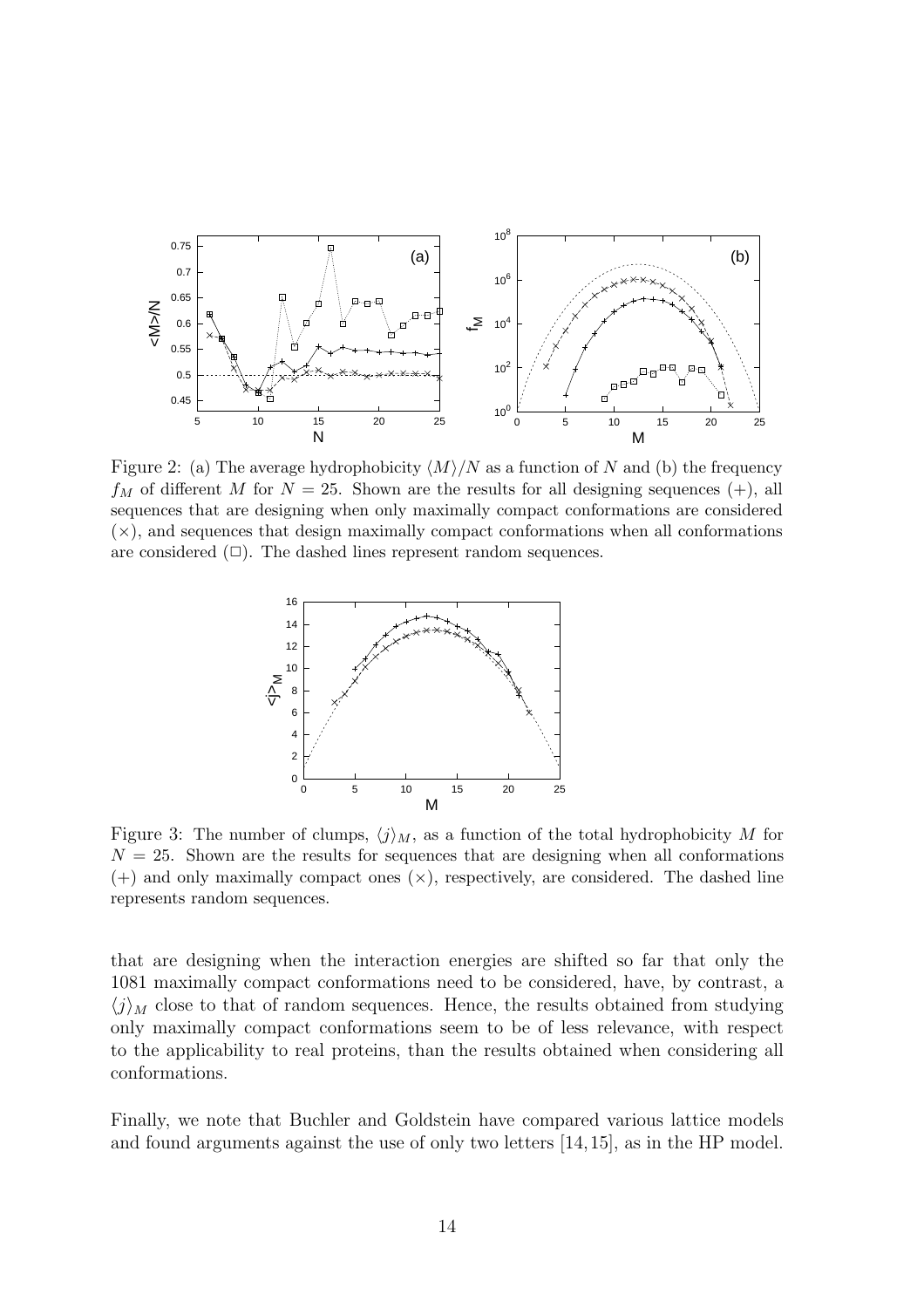Figure 2: (a) The average hydrophobicity $\langle M \rangle / N$ as a function of $N$ and (b) the frequency $f_M$ of different $M$ for $N = 25$. Shown are the results for all designing sequences (+), all sequences that are designing when only maximally compact conformations are considered (×), and sequences that design maximally compact conformations when all conformations are considered (□). The dashed lines represent random sequences.

Figure 3: The number of clumps, $\langle j \rangle_M$, as a function of the total hydrophobicity $M$ for $N = 25$. Shown are the results for sequences that are designing when all conformations (+) and only maximally compact ones (×), respectively, are considered. The dashed line represents random sequences.

that are designing when the interaction energies are shifted so far that only the 1081 maximally compact conformations need to be considered, have, by contrast, a $\langle j \rangle_M$ close to that of random sequences. Hence, the results obtained from studying only maximally compact conformations seem to be of less relevance, with respect to the applicability to real proteins, than the results obtained when considering all conformations.

Finally, we note that Buchler and Goldstein have compared various lattice models and found arguments against the use of only two letters [14, 15], as in the HP model.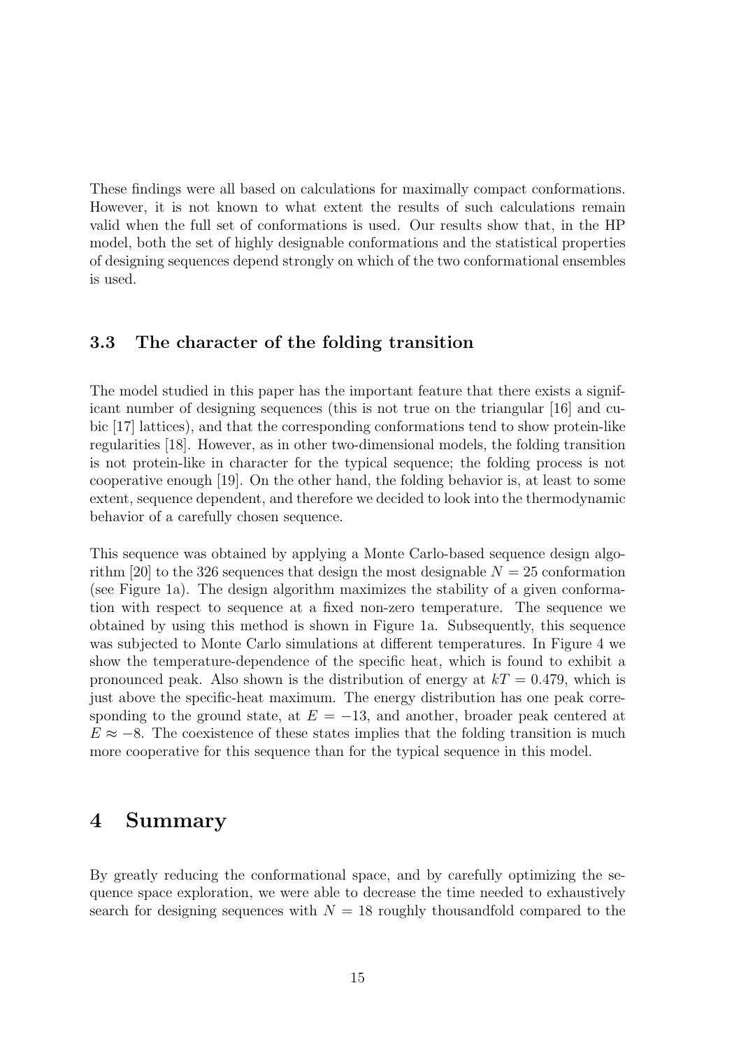These findings were all based on calculations for maximally compact conformations. However, it is not known to what extent the results of such calculations remain valid when the full set of conformations is used. Our results show that, in the HP model, both the set of highly designable conformations and the statistical properties of designing sequences depend strongly on which of the two conformational ensembles is used.

### 3.3 The character of the folding transition

The model studied in this paper has the important feature that there exists a significant number of designing sequences (this is not true on the triangular [16] and cubic [17] lattices), and that the corresponding conformations tend to show protein-like regularities [18]. However, as in other two-dimensional models, the folding transition is not protein-like in character for the typical sequence; the folding process is not cooperative enough [19]. On the other hand, the folding behavior is, at least to some extent, sequence dependent, and therefore we decided to look into the thermodynamic behavior of a carefully chosen sequence.

This sequence was obtained by applying a Monte Carlo-based sequence design algorithm [20] to the 326 sequences that design the most designable $N = 25$ conformation (see Figure 1a). The design algorithm maximizes the stability of a given conformation with respect to sequence at a fixed non-zero temperature. The sequence we obtained by using this method is shown in Figure 1a. Subsequently, this sequence was subjected to Monte Carlo simulations at different temperatures. In Figure 4 we show the temperature-dependence of the specific heat, which is found to exhibit a pronounced peak. Also shown is the distribution of energy at $kT = 0.479$, which is just above the specific-heat maximum. The energy distribution has one peak corresponding to the ground state, at $E = -13$, and another, broader peak centered at $E \approx -8$. The coexistence of these states implies that the folding transition is much more cooperative for this sequence than for the typical sequence in this model.

## 4 Summary

By greatly reducing the conformational space, and by carefully optimizing the sequence space exploration, we were able to decrease the time needed to exhaustively search for designing sequences with $N = 18$ roughly thousandfold compared to the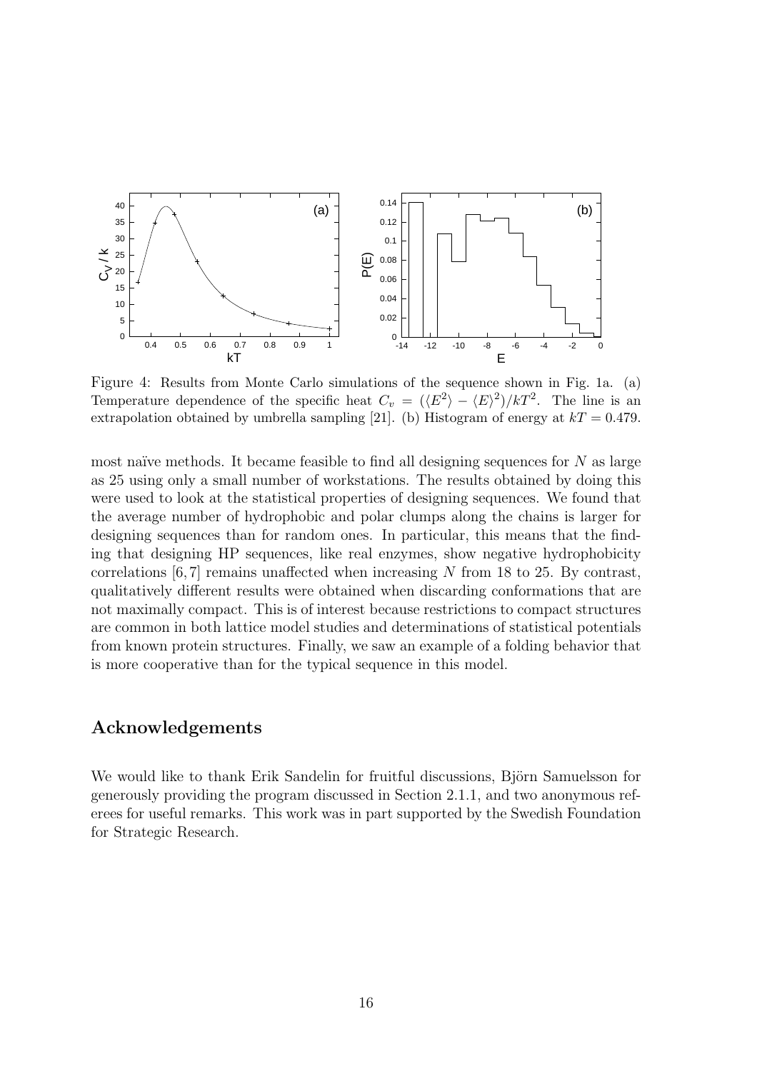Figure 4: Results from Monte Carlo simulations of the sequence shown in Fig. 1a. (a) Temperature dependence of the specific heat $C_v = (\langle E^2\rangle - \langle E\rangle^2)/kT^2$. The line is an extrapolation obtained by umbrella sampling [21]. (b) Histogram of energy at $kT = 0.479$.

most naïve methods. It became feasible to find all designing sequences for $N$ as large as 25 using only a small number of workstations. The results obtained by doing this were used to look at the statistical properties of designing sequences. We found that the average number of hydrophobic and polar clumps along the chains is larger for designing sequences than for random ones. In particular, this means that the finding that designing HP sequences, like real enzymes, show negative hydrophobicity correlations [6, 7] remains unaffected when increasing $N$ from 18 to 25. By contrast, qualitatively different results were obtained when discarding conformations that are not maximally compact. This is of interest because restrictions to compact structures are common in both lattice model studies and determinations of statistical potentials from known protein structures. Finally, we saw an example of a folding behavior that is more cooperative than for the typical sequence in this model.

## Acknowledgements

We would like to thank Erik Sandelin for fruitful discussions, Björn Samuelsson for generously providing the program discussed in Section 2.1.1, and two anonymous referees for useful remarks. This work was in part supported by the Swedish Foundation for Strategic Research.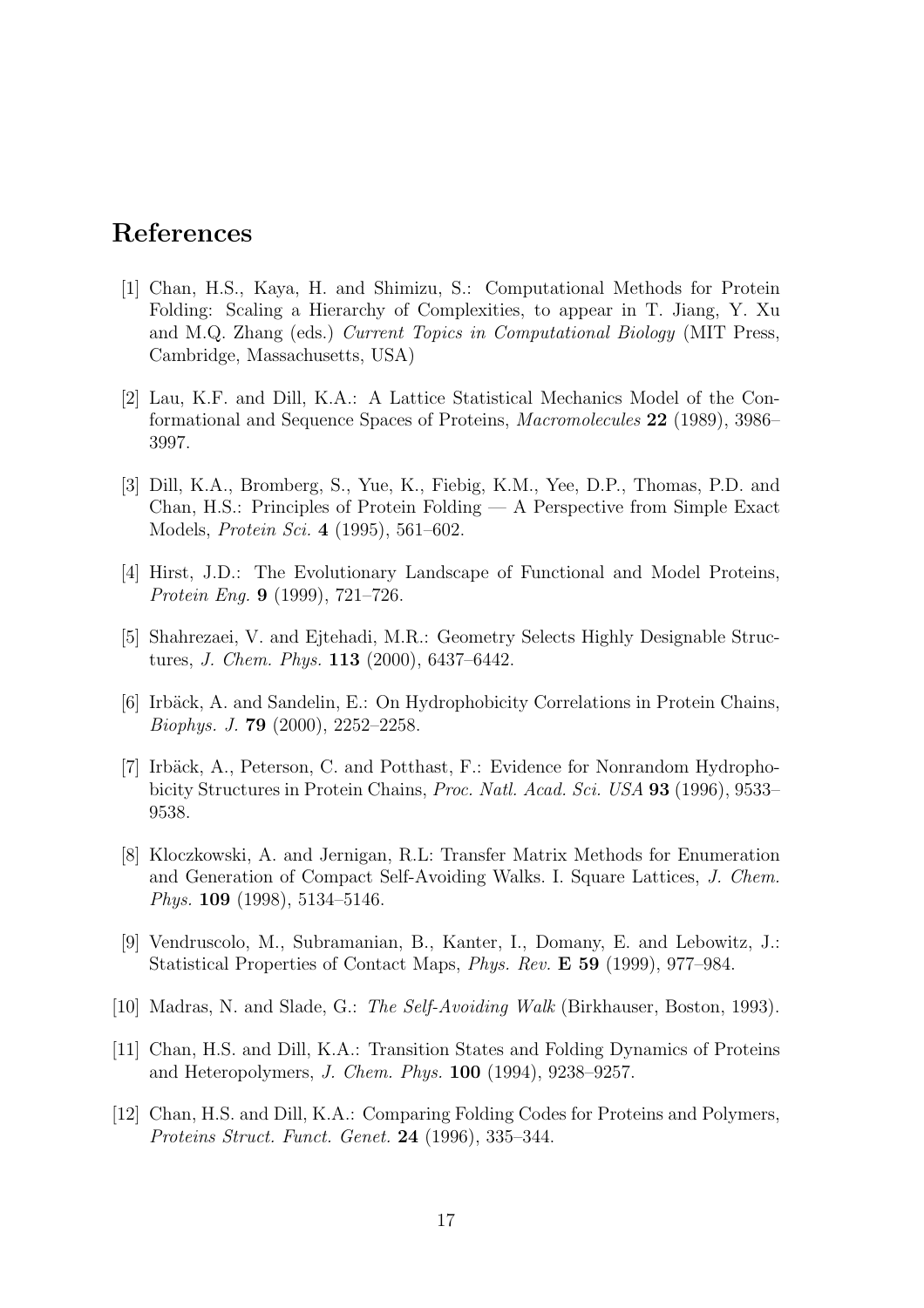# References

[1] Chan, H.S., Kaya, H. and Shimizu, S.: Computational Methods for Protein Folding: Scaling a Hierarchy of Complexities, to appear in T. Jiang, Y. Xu and M.Q. Zhang (eds.) *Current Topics in Computational Biology* (MIT Press, Cambridge, Massachusetts, USA)

[2] Lau, K.F. and Dill, K.A.: A Lattice Statistical Mechanics Model of the Conformational and Sequence Spaces of Proteins, *Macromolecules* **22** (1989), 3986–3997.

[3] Dill, K.A., Bromberg, S., Yue, K., Fiebig, K.M., Yee, D.P., Thomas, P.D. and Chan, H.S.: Principles of Protein Folding — A Perspective from Simple Exact Models, *Protein Sci.* **4** (1995), 561–602.

[4] Hirst, J.D.: The Evolutionary Landscape of Functional and Model Proteins, *Protein Eng.* **9** (1999), 721–726.

[5] Shahrezaei, V. and Ejtehadi, M.R.: Geometry Selects Highly Designable Structures, *J. Chem. Phys.* **113** (2000), 6437–6442.

[6] Irbäck, A. and Sandelin, E.: On Hydrophobicity Correlations in Protein Chains, *Biophys. J.* **79** (2000), 2252–2258.

[7] Irbäck, A., Peterson, C. and Potthast, F.: Evidence for Nonrandom Hydrophobicity Structures in Protein Chains, *Proc. Natl. Acad. Sci. USA* **93** (1996), 9533–9538.

[8] Kloczkowski, A. and Jernigan, R.L: Transfer Matrix Methods for Enumeration and Generation of Compact Self-Avoiding Walks. I. Square Lattices, *J. Chem. Phys.* **109** (1998), 5134–5146.

[9] Vendruscolo, M., Subramanian, B., Kanter, I., Domany, E. and Lebowitz, J.: Statistical Properties of Contact Maps, *Phys. Rev.* **E 59** (1999), 977–984.

[10] Madras, N. and Slade, G.: *The Self-Avoiding Walk* (Birkhauser, Boston, 1993).

[11] Chan, H.S. and Dill, K.A.: Transition States and Folding Dynamics of Proteins and Heteropolymers, *J. Chem. Phys.* **100** (1994), 9238–9257.

[12] Chan, H.S. and Dill, K.A.: Comparing Folding Codes for Proteins and Polymers, *Proteins Struct. Funct. Genet.* **24** (1996), 335–344.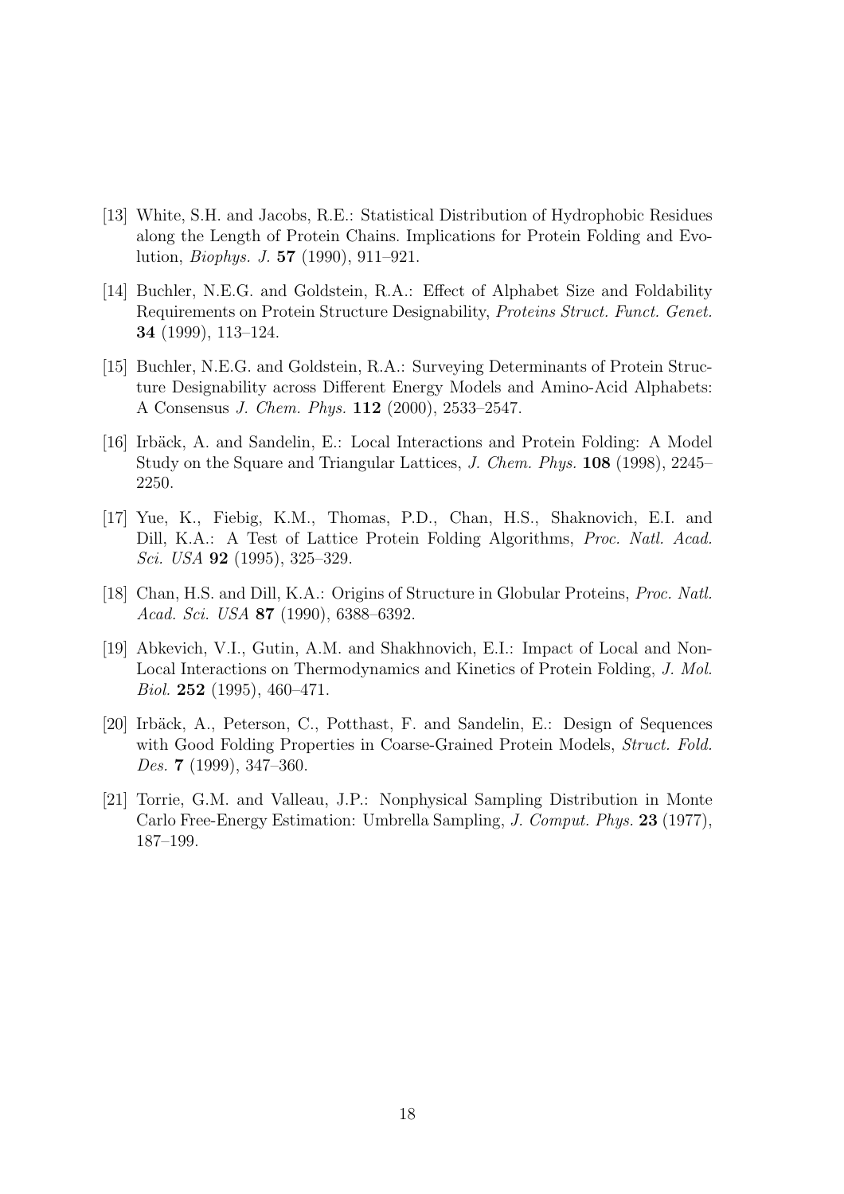[13] White, S.H. and Jacobs, R.E.: Statistical Distribution of Hydrophobic Residues along the Length of Protein Chains. Implications for Protein Folding and Evolution, *Biophys. J.* **57** (1990), 911–921.

[14] Buchler, N.E.G. and Goldstein, R.A.: Effect of Alphabet Size and Foldability Requirements on Protein Structure Designability, *Proteins Struct. Funct. Genet.* **34** (1999), 113–124.

[15] Buchler, N.E.G. and Goldstein, R.A.: Surveying Determinants of Protein Structure Designability across Different Energy Models and Amino-Acid Alphabets: A Consensus *J. Chem. Phys.* **112** (2000), 2533–2547.

[16] Irbäck, A. and Sandelin, E.: Local Interactions and Protein Folding: A Model Study on the Square and Triangular Lattices, *J. Chem. Phys.* **108** (1998), 2245–2250.

[17] Yue, K., Fiebig, K.M., Thomas, P.D., Chan, H.S., Shaknovich, E.I. and Dill, K.A.: A Test of Lattice Protein Folding Algorithms, *Proc. Natl. Acad. Sci. USA* **92** (1995), 325–329.

[18] Chan, H.S. and Dill, K.A.: Origins of Structure in Globular Proteins, *Proc. Natl. Acad. Sci. USA* **87** (1990), 6388–6392.

[19] Abkevich, V.I., Gutin, A.M. and Shakhnovich, E.I.: Impact of Local and Non-Local Interactions on Thermodynamics and Kinetics of Protein Folding, *J. Mol. Biol.* **252** (1995), 460–471.

[20] Irbäck, A., Peterson, C., Potthast, F. and Sandelin, E.: Design of Sequences with Good Folding Properties in Coarse-Grained Protein Models, *Struct. Fold. Des.* **7** (1999), 347–360.

[21] Torrie, G.M. and Valleau, J.P.: Nonphysical Sampling Distribution in Monte Carlo Free-Energy Estimation: Umbrella Sampling, *J. Comput. Phys.* **23** (1977), 187–199.